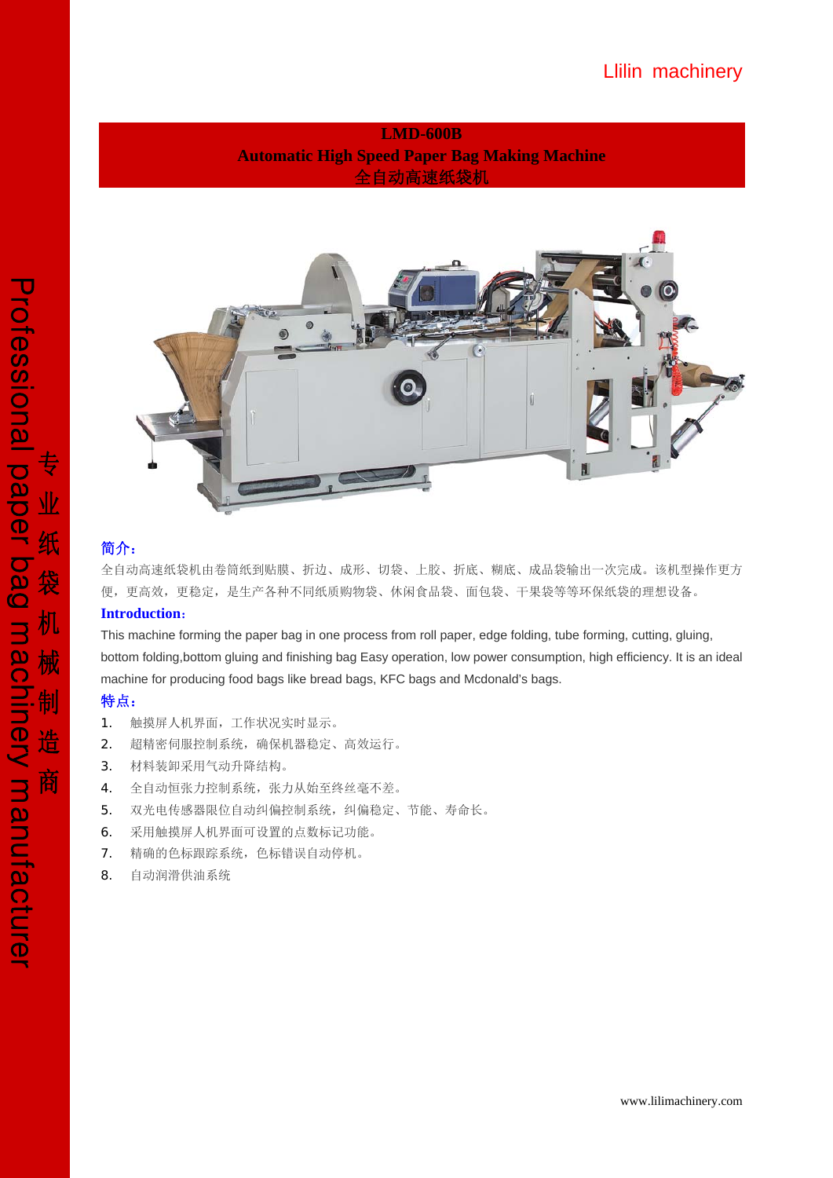Llilin machinery

# LMD-600B
# Automatic High Speed Paper Bag Making Machine
# 全自动高速纸袋机

Professional paper bag machinery manufacturer 专业纸袋机械制造商

### 简介：

全自动高速纸袋机由卷筒纸到贴膜、折边、成形、切袋、上胶、折底、糊底、成品袋输出一次完成。该机型操作更方便，更高效，更稳定，是生产各种不同纸质购物袋、休闲食品袋、面包袋、干果袋等等环保纸袋的理想设备。

### Introduction:

This machine forming the paper bag in one process from roll paper, edge folding, tube forming, cutting, gluing, bottom folding,bottom gluing and finishing bag Easy operation, low power consumption, high efficiency. It is an ideal machine for producing food bags like bread bags, KFC bags and Mcdonald's bags.

### 特点：

1. 触摸屏人机界面，工作状况实时显示。
2. 超精密伺服控制系统，确保机器稳定、高效运行。
3. 材料装卸采用气动升降结构。
4. 全自动恒张力控制系统，张力从始至终丝毫不差。
5. 双光电传感器限位自动纠偏控制系统，纠偏稳定、节能、寿命长。
6. 采用触摸屏人机界面可设置的点数标记功能。
7. 精确的色标跟踪系统，色标错误自动停机。
8. 自动润滑供油系统

www.lilimachinery.com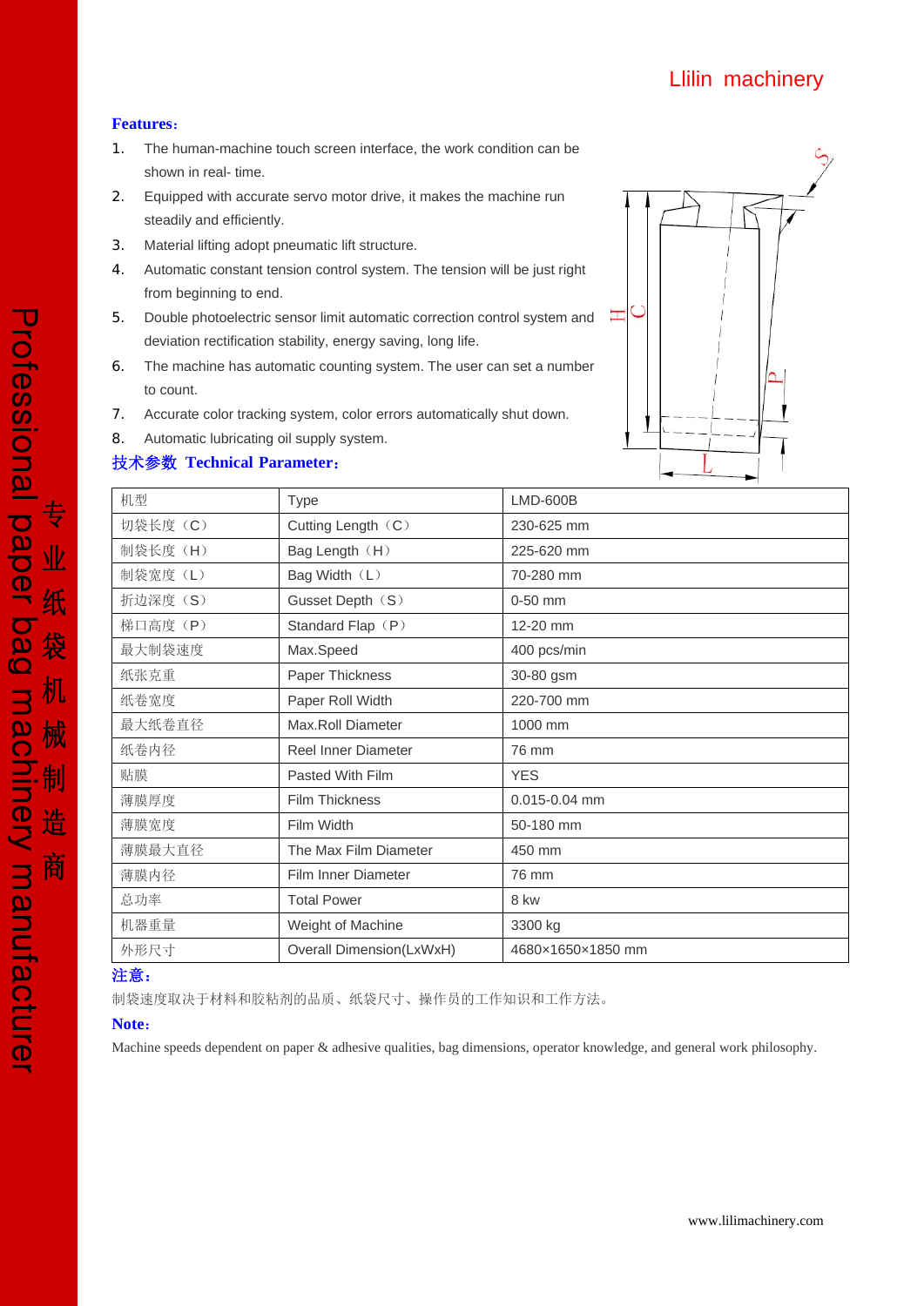Llilin machinery

**Features:**

1. The human-machine touch screen interface, the work condition can be shown in real- time.
2. Equipped with accurate servo motor drive, it makes the machine run steadily and efficiently.
3. Material lifting adopt pneumatic lift structure.
4. Automatic constant tension control system. The tension will be just right from beginning to end.
5. Double photoelectric sensor limit automatic correction control system and deviation rectification stability, energy saving, long life.
6. The machine has automatic counting system. The user can set a number to count.
7. Accurate color tracking system, color errors automatically shut down.
8. Automatic lubricating oil supply system.

S

H C

P

L

**技术参数 Technical Parameter:**

| | | |
|---|---|---|
| 机型 | Type | LMD-600B |
| 切袋长度（C） | Cutting Length（C） | 230-625 mm |
| 制袋长度（H） | Bag Length（H） | 225-620 mm |
| 制袋宽度（L） | Bag Width（L） | 70-280 mm |
| 折边深度（S） | Gusset Depth（S） | 0-50 mm |
| 梯口高度（P） | Standard Flap（P） | 12-20 mm |
| 最大制袋速度 | Max.Speed | 400 pcs/min |
| 纸张克重 | Paper Thickness | 30-80 gsm |
| 纸卷宽度 | Paper Roll Width | 220-700 mm |
| 最大纸卷直径 | Max.Roll Diameter | 1000 mm |
| 纸卷内径 | Reel Inner Diameter | 76 mm |
| 贴膜 | Pasted With Film | YES |
| 薄膜厚度 | Film Thickness | 0.015-0.04 mm |
| 薄膜宽度 | Film Width | 50-180 mm |
| 薄膜最大直径 | The Max Film Diameter | 450 mm |
| 薄膜内径 | Film Inner Diameter | 76 mm |
| 总功率 | Total Power | 8 kw |
| 机器重量 | Weight of Machine | 3300 kg |
| 外形尺寸 | Overall Dimension(LxWxH) | 4680×1650×1850 mm |

**注意:**

制袋速度取决于材料和胶粘剂的品质、纸袋尺寸、操作员的工作知识和工作方法。

**Note:**

Machine speeds dependent on paper & adhesive qualities, bag dimensions, operator knowledge, and general work philosophy.

Professional paper bag machinery manufacturer 专业纸袋机械制造商

www.lilimachinery.com